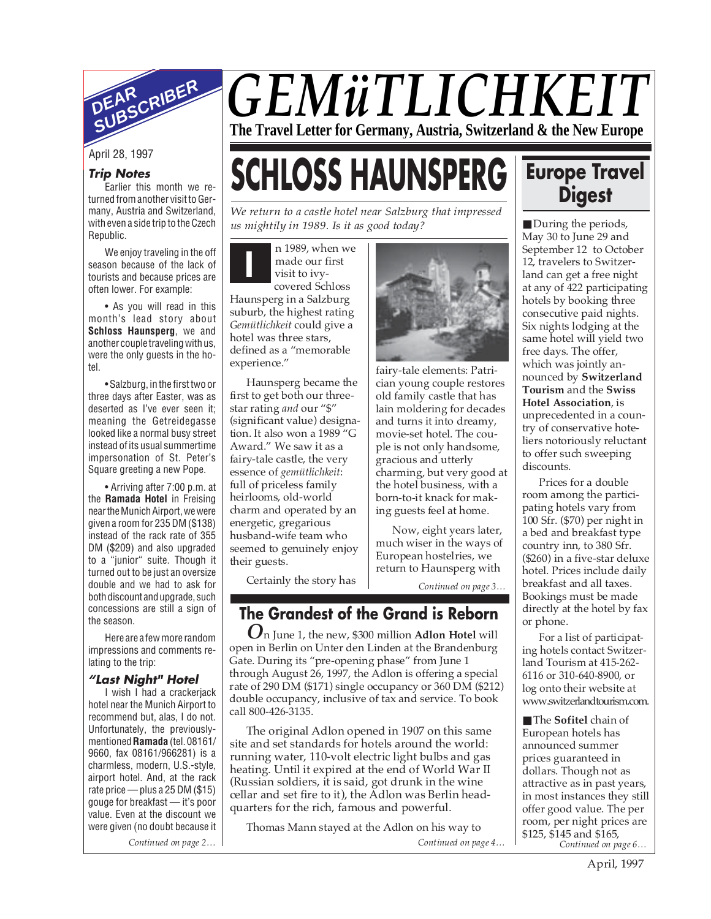DEAR SUBSCRIBER

# GEMüTLICHKEIT

**The Travel Letter for Germany, Austria, Switzerland & the New Europe**

April 28, 1997

### *Trip Notes*

Earlier this month we returned from another visit to Germany, Austria and Switzerland, with even a side trip to the Czech Republic.

We enjoy traveling in the off season because of the lack of tourists and because prices are often lower. For example:

• As you will read in this month's lead story about **Schloss Haunsperg**, we and another couple traveling with us, were the only guests in the hotel.

• Salzburg, in the first two or three days after Easter, was as deserted as I've ever seen it; meaning the Getreidegasse looked like a normal busy street instead of its usual summertime impersonation of St. Peter's Square greeting a new Pope.

• Arriving after 7:00 p.m. at the **Ramada Hotel** in Freising near the Munich Airport, we were given a room for 235 DM ($138) instead of the rack rate of 355 DM ($209) and also upgraded to a "junior" suite. Though it turned out to be just an oversize double and we had to ask for both discount and upgrade, such concessions are still a sign of the season.

Here are a few more random impressions and comments relating to the trip:

### *"Last Night" Hotel*

I wish I had a crackerjack hotel near the Munich Airport to recommend but, alas, I do not. Unfortunately, the previously-mentioned **Ramada** (tel. 08161/9660, fax 08161/966281) is a charmless, modern, U.S.-style, airport hotel. And, at the rack rate price — plus a 25 DM ($15) gouge for breakfast — it's poor value. Even at the discount we were given (no doubt because it

*Continued on page 2…*

# SCHLOSS HAUNSPERG

*We return to a castle hotel near Salzburg that impressed us mightily in 1989. Is it as good today?*

In 1989, when we made our first visit to ivy-covered Schloss Haunsperg in a Salzburg suburb, the highest rating *Gemütlichkeit* could give a hotel was three stars, defined as a "memorable experience."

Haunsperg became the first to get both our three-star rating *and* our "$" (significant value) designation. It also won a 1989 "G Award." We saw it as a fairy-tale castle, the very essence of *gemütlichkeit*: full of priceless family heirlooms, old-world charm and operated by an energetic, gregarious husband-wife team who seemed to genuinely enjoy their guests.

Certainly the story has fairy-tale elements: Patrician young couple restores old family castle that has lain moldering for decades and turns it into dreamy, movie-set hotel. The couple is not only handsome, gracious and utterly charming, but very good at the hotel business, with a born-to-it knack for making guests feel at home.

Now, eight years later, much wiser in the ways of European hostelries, we return to Haunsperg with

*Continued on page 3…*

## The Grandest of the Grand is Reborn

On June 1, the new, $300 million **Adlon Hotel** will open in Berlin on Unter den Linden at the Brandenburg Gate. During its "pre-opening phase" from June 1 through August 26, 1997, the Adlon is offering a special rate of 290 DM ($171) single occupancy or 360 DM ($212) double occupancy, inclusive of tax and service. To book call 800-426-3135.

The original Adlon opened in 1907 on this same site and set standards for hotels around the world: running water, 110-volt electric light bulbs and gas heating. Until it expired at the end of World War II (Russian soldiers, it is said, got drunk in the wine cellar and set fire to it), the Adlon was Berlin headquarters for the rich, famous and powerful.

Thomas Mann stayed at the Adlon on his way to

*Continued on page 4…*

## Europe Travel Digest

■ During the periods, May 30 to June 29 and September 12 to October 12, travelers to Switzerland can get a free night at any of 422 participating hotels by booking three consecutive paid nights. Six nights lodging at the same hotel will yield two free days. The offer, which was jointly announced by **Switzerland Tourism** and the **Swiss Hotel Association**, is unprecedented in a country of conservative hoteliers notoriously reluctant to offer such sweeping discounts.

Prices for a double room among the participating hotels vary from 100 Sfr. ($70) per night in a bed and breakfast type country inn, to 380 Sfr. ($260) in a five-star deluxe hotel. Prices include daily breakfast and all taxes. Bookings must be made directly at the hotel by fax or phone.

For a list of participating hotels contact Switzerland Tourism at 415-262-6116 or 310-640-8900, or log onto their website at www.switzerlandtourism.com.

■ The **Sofitel** chain of European hotels has announced summer prices guaranteed in dollars. Though not as attractive as in past years, in most instances they still offer good value. The per room, per night prices are $125, $145 and $165,

*Continued on page 6…*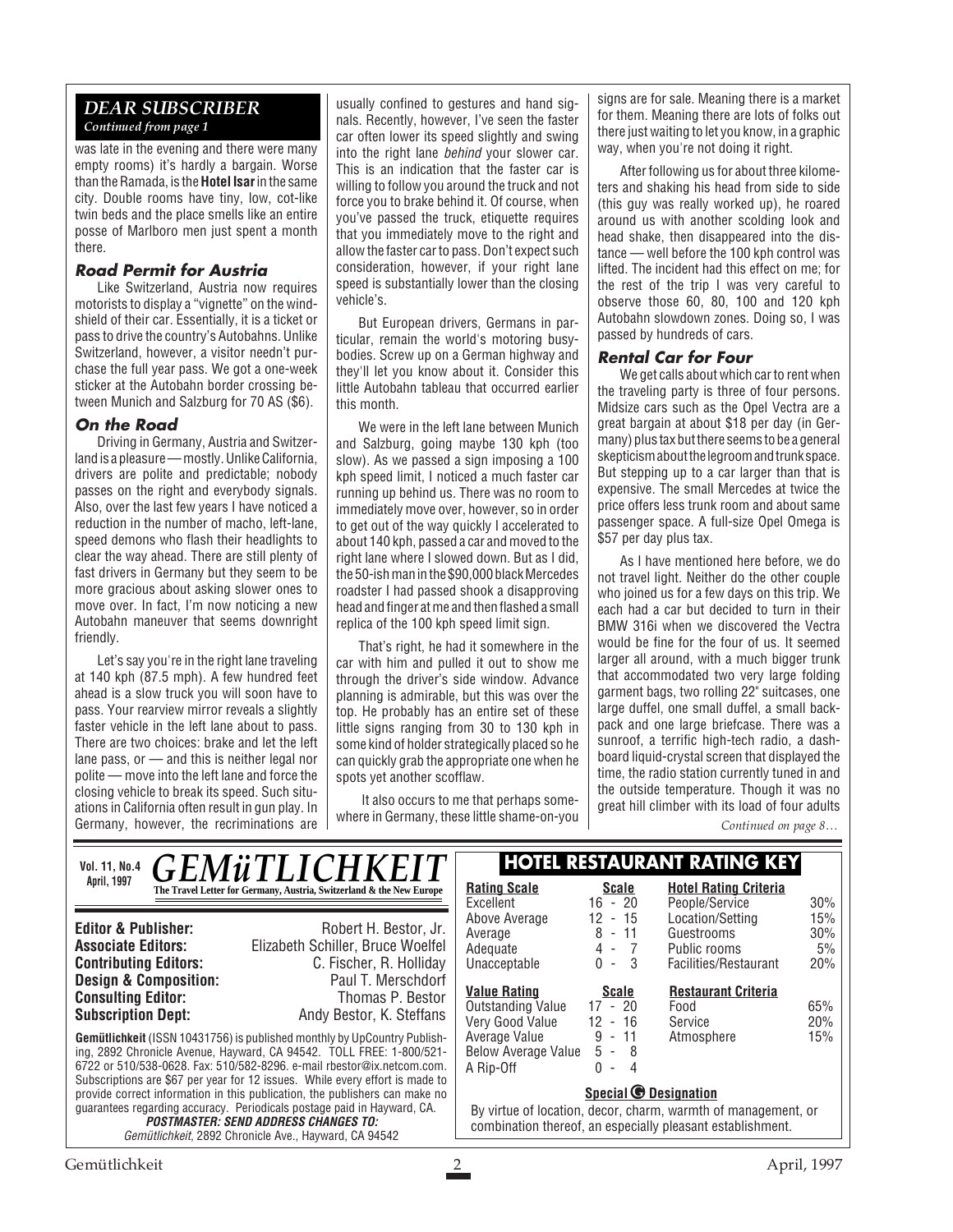## DEAR SUBSCRIBER

*Continued from page 1*

was late in the evening and there were many empty rooms) it's hardly a bargain. Worse than the Ramada, is the **Hotel Isar** in the same city. Double rooms have tiny, low, cot-like twin beds and the place smells like an entire posse of Marlboro men just spent a month there.

### Road Permit for Austria

Like Switzerland, Austria now requires motorists to display a "vignette" on the windshield of their car. Essentially, it is a ticket or pass to drive the country's Autobahns. Unlike Switzerland, however, a visitor needn't purchase the full year pass. We got a one-week sticker at the Autobahn border crossing between Munich and Salzburg for 70 AS ($6).

### On the Road

Driving in Germany, Austria and Switzerland is a pleasure — mostly. Unlike California, drivers are polite and predictable; nobody passes on the right and everybody signals. Also, over the last few years I have noticed a reduction in the number of macho, left-lane, speed demons who flash their headlights to clear the way ahead. There are still plenty of fast drivers in Germany but they seem to be more gracious about asking slower ones to move over. In fact, I'm now noticing a new Autobahn maneuver that seems downright friendly.

Let's say you're in the right lane traveling at 140 kph (87.5 mph). A few hundred feet ahead is a slow truck you will soon have to pass. Your rearview mirror reveals a slightly faster vehicle in the left lane about to pass. There are two choices: brake and let the left lane pass, or — and this is neither legal nor polite — move into the left lane and force the closing vehicle to break its speed. Such situations in California often result in gun play. In Germany, however, the recriminations are usually confined to gestures and hand signals. Recently, however, I've seen the faster car often lower its speed slightly and swing into the right lane *behind* your slower car. This is an indication that the faster car is willing to follow you around the truck and not force you to brake behind it. Of course, when you've passed the truck, etiquette requires that you immediately move to the right and allow the faster car to pass. Don't expect such consideration, however, if your right lane speed is substantially lower than the closing vehicle's.

But European drivers, Germans in particular, remain the world's motoring busybodies. Screw up on a German highway and they'll let you know about it. Consider this little Autobahn tableau that occurred earlier this month.

We were in the left lane between Munich and Salzburg, going maybe 130 kph (too slow). As we passed a sign imposing a 100 kph speed limit, I noticed a much faster car running up behind us. There was no room to immediately move over, however, so in order to get out of the way quickly I accelerated to about 140 kph, passed a car and moved to the right lane where I slowed down. But as I did, the 50-ish man in the $90,000 black Mercedes roadster I had passed shook a disapproving head and finger at me and then flashed a small replica of the 100 kph speed limit sign.

That's right, he had it somewhere in the car with him and pulled it out to show me through the driver's side window. Advance planning is admirable, but this was over the top. He probably has an entire set of these little signs ranging from 30 to 130 kph in some kind of holder strategically placed so he can quickly grab the appropriate one when he spots yet another scofflaw.

It also occurs to me that perhaps somewhere in Germany, these little shame-on-you signs are for sale. Meaning there is a market for them. Meaning there are lots of folks out there just waiting to let you know, in a graphic way, when you're not doing it right.

After following us for about three kilometers and shaking his head from side to side (this guy was really worked up), he roared around us with another scolding look and head shake, then disappeared into the distance — well before the 100 kph control was lifted. The incident had this effect on me; for the rest of the trip I was very careful to observe those 60, 80, 100 and 120 kph Autobahn slowdown zones. Doing so, I was passed by hundreds of cars.

### Rental Car for Four

We get calls about which car to rent when the traveling party is three of four persons. Midsize cars such as the Opel Vectra are a great bargain at about $18 per day (in Germany) plus tax but there seems to be a general skepticism about the legroom and trunk space. But stepping up to a car larger than that is expensive. The small Mercedes at twice the price offers less trunk room and about same passenger space. A full-size Opel Omega is $57 per day plus tax.

As I have mentioned here before, we do not travel light. Neither do the other couple who joined us for a few days on this trip. We each had a car but decided to turn in their BMW 316i when we discovered the Vectra would be fine for the four of us. It seemed larger all around, with a much bigger trunk that accommodated two very large folding garment bags, two rolling 22" suitcases, one large duffel, one small duffel, a small backpack and one large briefcase. There was a sunroof, a terrific high-tech radio, a dashboard liquid-crystal screen that displayed the time, the radio station currently tuned in and the outside temperature. Though it was no great hill climber with its load of four adults

*Continued on page 8…*

---

**Vol. 11, No.4 April, 1997**

# GEMüTLICHKEIT

**The Travel Letter for Germany, Austria, Switzerland & the New Europe**

| | |
|---|---|
| **Editor & Publisher:** | Robert H. Bestor, Jr. |
| **Associate Editors:** | Elizabeth Schiller, Bruce Woelfel |
| **Contributing Editors:** | C. Fischer, R. Holliday |
| **Design & Composition:** | Paul T. Merschdorf |
| **Consulting Editor:** | Thomas P. Bestor |
| **Subscription Dept:** | Andy Bestor, K. Steffans |

**Gemütlichkeit** (ISSN 10431756) is published monthly by UpCountry Publishing, 2892 Chronicle Avenue, Hayward, CA 94542. TOLL FREE: 1-800/521-6722 or 510/538-0628. Fax: 510/582-8296. e-mail rbestor@ix.netcom.com. Subscriptions are $67 per year for 12 issues. While every effort is made to provide correct information in this publication, the publishers can make no guarantees regarding accuracy. Periodicals postage paid in Hayward, CA.

**POSTMASTER: SEND ADDRESS CHANGES TO:**
*Gemütlichkeit*, 2892 Chronicle Ave., Hayward, CA 94542

## HOTEL RESTAURANT RATING KEY

| **Rating Scale** | **Scale** |
|---|---|
| Excellent | 16 - 20 |
| Above Average | 12 - 15 |
| Average | 8 - 11 |
| Adequate | 4 - 7 |
| Unacceptable | 0 - 3 |

| **Hotel Rating Criteria** | |
|---|---|
| People/Service | 30% |
| Location/Setting | 15% |
| Guestrooms | 30% |
| Public rooms | 5% |
| Facilities/Restaurant | 20% |

| **Value Rating** | **Scale** |
|---|---|
| Outstanding Value | 17 - 20 |
| Very Good Value | 12 - 16 |
| Average Value | 9 - 11 |
| Below Average Value | 5 - 8 |
| A Rip-Off | 0 - 4 |

| **Restaurant Criteria** | |
|---|---|
| Food | 65% |
| Service | 20% |
| Atmosphere | 15% |

**Special G Designation**

By virtue of location, decor, charm, warmth of management, or combination thereof, an especially pleasant establishment.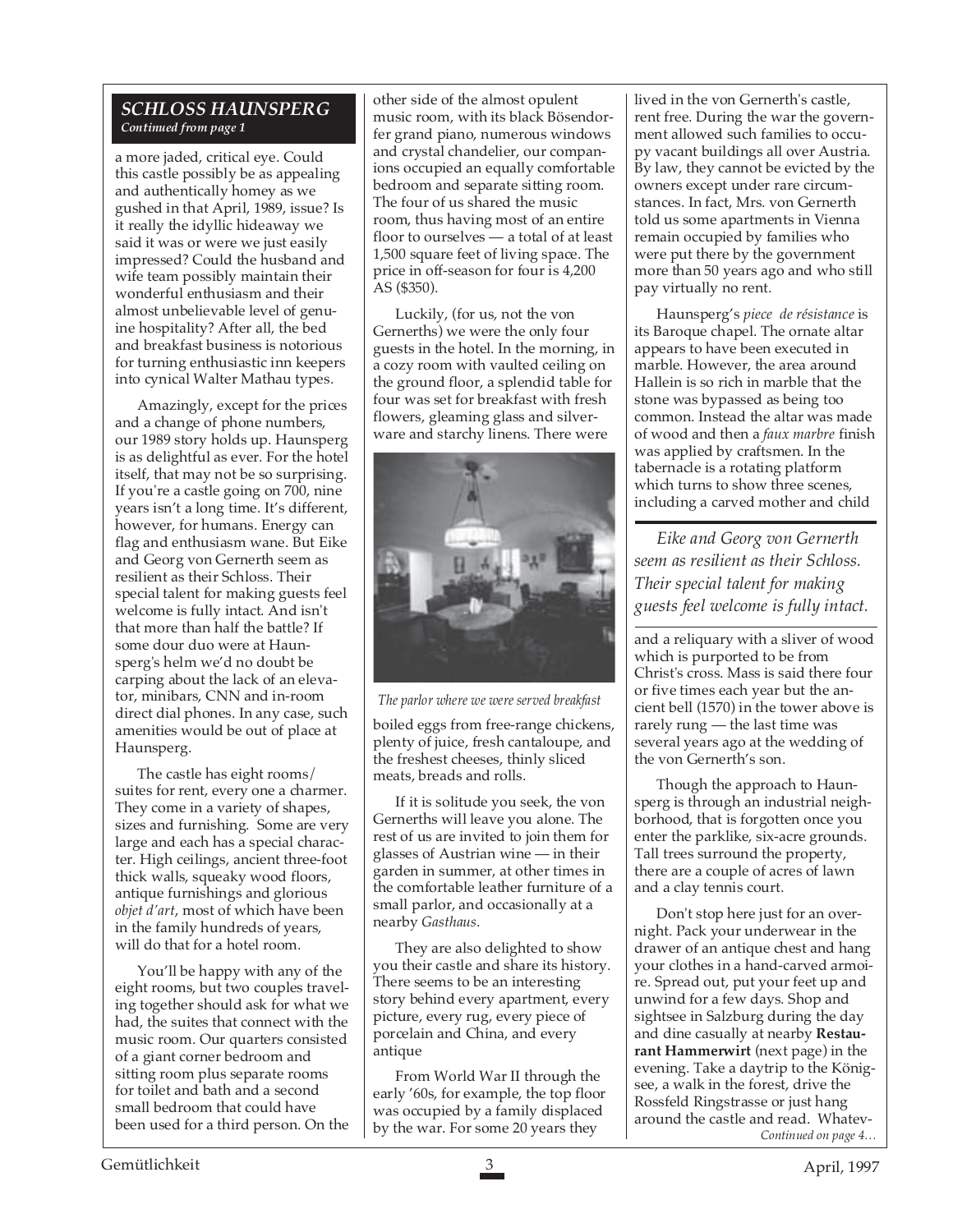## SCHLOSS HAUNSPERG

*Continued from page 1*

a more jaded, critical eye. Could this castle possibly be as appealing and authentically homey as we gushed in that April, 1989, issue? Is it really the idyllic hideaway we said it was or were we just easily impressed? Could the husband and wife team possibly maintain their wonderful enthusiasm and their almost unbelievable level of genuine hospitality? After all, the bed and breakfast business is notorious for turning enthusiastic inn keepers into cynical Walter Mathau types.

Amazingly, except for the prices and a change of phone numbers, our 1989 story holds up. Haunsperg is as delightful as ever. For the hotel itself, that may not be so surprising. If you're a castle going on 700, nine years isn't a long time. It's different, however, for humans. Energy can flag and enthusiasm wane. But Eike and Georg von Gernerth seem as resilient as their Schloss. Their special talent for making guests feel welcome is fully intact. And isn't that more than half the battle? If some dour duo were at Haunsperg's helm we'd no doubt be carping about the lack of an elevator, minibars, CNN and in-room direct dial phones. In any case, such amenities would be out of place at Haunsperg.

The castle has eight rooms/suites for rent, every one a charmer. They come in a variety of shapes, sizes and furnishing. Some are very large and each has a special character. High ceilings, ancient three-foot thick walls, squeaky wood floors, antique furnishings and glorious *objet d'art*, most of which have been in the family hundreds of years, will do that for a hotel room.

You'll be happy with any of the eight rooms, but two couples traveling together should ask for what we had, the suites that connect with the music room. Our quarters consisted of a giant corner bedroom and sitting room plus separate rooms for toilet and bath and a second small bedroom that could have been used for a third person. On the other side of the almost opulent music room, with its black Bösendorfer grand piano, numerous windows and crystal chandelier, our companions occupied an equally comfortable bedroom and separate sitting room. The four of us shared the music room, thus having most of an entire floor to ourselves — a total of at least 1,500 square feet of living space. The price in off-season for four is 4,200 AS ($350).

Luckily, (for us, not the von Gernerths) we were the only four guests in the hotel. In the morning, in a cozy room with vaulted ceiling on the ground floor, a splendid table for four was set for breakfast with fresh flowers, gleaming glass and silverware and starchy linens. There were boiled eggs from free-range chickens, plenty of juice, fresh cantaloupe, and the freshest cheeses, thinly sliced meats, breads and rolls.

*The parlor where we were served breakfast*

If it is solitude you seek, the von Gernerths will leave you alone. The rest of us are invited to join them for glasses of Austrian wine — in their garden in summer, at other times in the comfortable leather furniture of a small parlor, and occasionally at a nearby *Gasthaus*.

They are also delighted to show you their castle and share its history. There seems to be an interesting story behind every apartment, every picture, every rug, every piece of porcelain and China, and every antique

From World War II through the early '60s, for example, the top floor was occupied by a family displaced by the war. For some 20 years they lived in the von Gernerth's castle, rent free. During the war the government allowed such families to occupy vacant buildings all over Austria. By law, they cannot be evicted by the owners except under rare circumstances. In fact, Mrs. von Gernerth told us some apartments in Vienna remain occupied by families who were put there by the government more than 50 years ago and who still pay virtually no rent.

Haunsperg's *piece de résistance* is its Baroque chapel. The ornate altar appears to have been executed in marble. However, the area around Hallein is so rich in marble that the stone was bypassed as being too common. Instead the altar was made of wood and then a *faux marbre* finish was applied by craftsmen. In the tabernacle is a rotating platform which turns to show three scenes, including a carved mother and child and a reliquary with a sliver of wood which is purported to be from Christ's cross. Mass is said there four or five times each year but the ancient bell (1570) in the tower above is rarely rung — the last time was several years ago at the wedding of the von Gernerth's son.

*Eike and Georg von Gernerth seem as resilient as their Schloss. Their special talent for making guests feel welcome is fully intact.*

Though the approach to Haunsperg is through an industrial neighborhood, that is forgotten once you enter the parklike, six-acre grounds. Tall trees surround the property, there are a couple of acres of lawn and a clay tennis court.

Don't stop here just for an overnight. Pack your underwear in the drawer of an antique chest and hang your clothes in a hand-carved armoire. Spread out, put your feet up and unwind for a few days. Shop and sightsee in Salzburg during the day and dine casually at nearby **Restaurant Hammerwirt** (next page) in the evening. Take a daytrip to the Königsee, a walk in the forest, drive the Rossfeld Ringstrasse or just hang around the castle and read. Whatev-

*Continued on page 4…*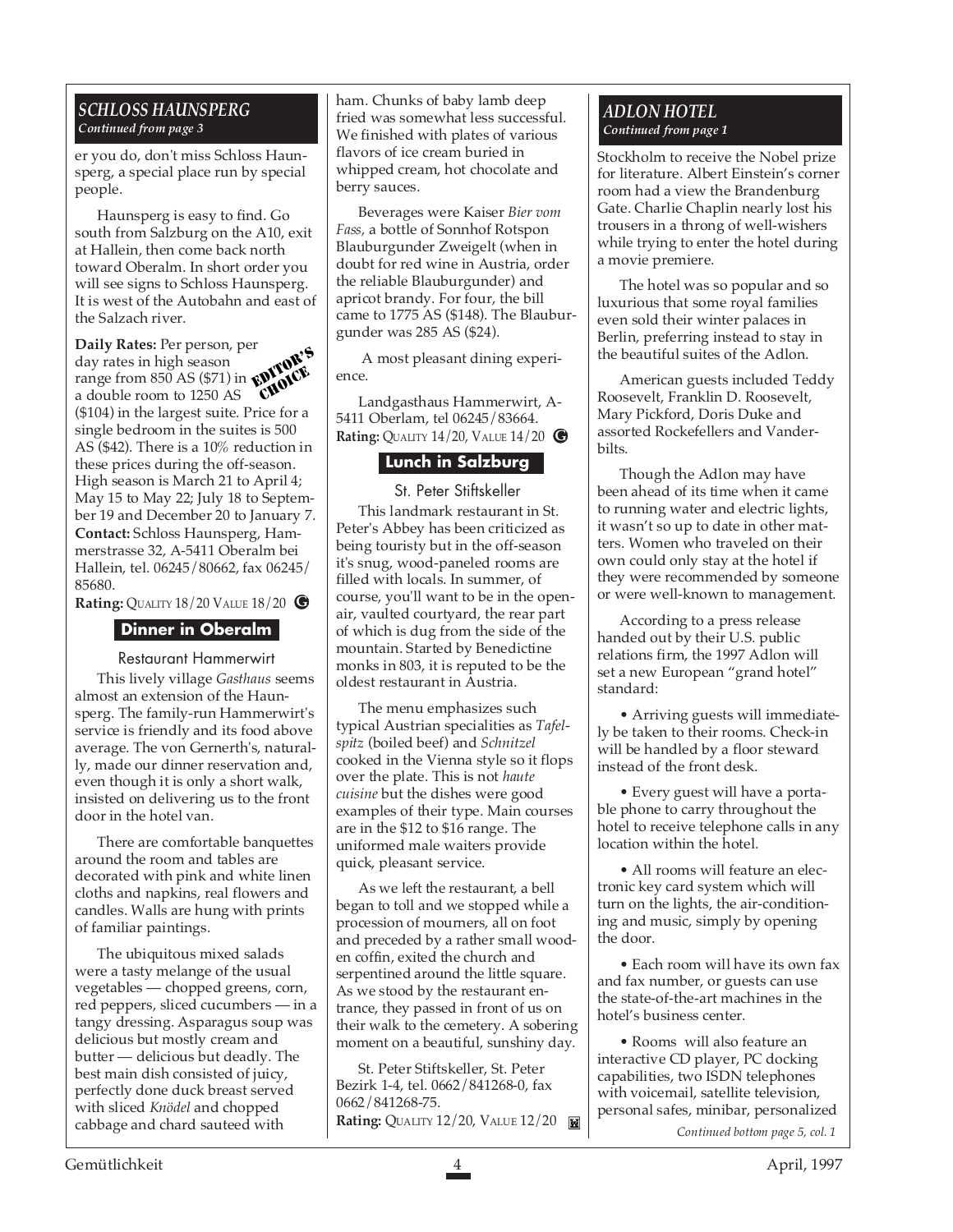### SCHLOSS HAUNSPERG
*Continued from page 3*

er you do, don't miss Schloss Haunsperg, a special place run by special people.

Haunsperg is easy to find. Go south from Salzburg on the A10, exit at Hallein, then come back north toward Oberalm. In short order you will see signs to Schloss Haunsperg. It is west of the Autobahn and east of the Salzach river.

EDITOR'S CHOICE

**Daily Rates:** Per person, per day rates in high season range from 850 AS ($71) in a double room to 1250 AS ($104) in the largest suite. Price for a single bedroom in the suites is 500 AS ($42). There is a 10% reduction in these prices during the off-season. High season is March 21 to April 4; May 15 to May 22; July 18 to September 19 and December 20 to January 7.
**Contact:** Schloss Haunsperg, Hammerstrasse 32, A-5411 Oberalm bei Hallein, tel. 06245/80662, fax 06245/85680.
**Rating:** QUALITY 18/20 VALUE 18/20 G

## Dinner in Oberalm

Restaurant Hammerwirt

This lively village *Gasthaus* seems almost an extension of the Haunsperg. The family-run Hammerwirt's service is friendly and its food above average. The von Gernerth's, naturally, made our dinner reservation and, even though it is only a short walk, insisted on delivering us to the front door in the hotel van.

There are comfortable banquettes around the room and tables are decorated with pink and white linen cloths and napkins, real flowers and candles. Walls are hung with prints of familiar paintings.

The ubiquitous mixed salads were a tasty melange of the usual vegetables — chopped greens, corn, red peppers, sliced cucumbers — in a tangy dressing. Asparagus soup was delicious but mostly cream and butter — delicious but deadly. The best main dish consisted of juicy, perfectly done duck breast served with sliced *Knödel* and chopped cabbage and chard sauteed with ham. Chunks of baby lamb deep fried was somewhat less successful. We finished with plates of various flavors of ice cream buried in whipped cream, hot chocolate and berry sauces.

Beverages were Kaiser *Bier vom Fass,* a bottle of Sonnhof Rotspon Blauburgunder Zweigelt (when in doubt for red wine in Austria, order the reliable Blauburgunder) and apricot brandy. For four, the bill came to 1775 AS ($148). The Blauburgunder was 285 AS ($24).

A most pleasant dining experience.

Landgasthaus Hammerwirt, A-5411 Oberlam, tel 06245/83664.
**Rating:** QUALITY 14/20, VALUE 14/20 G

## Lunch in Salzburg

St. Peter Stiftskeller

This landmark restaurant in St. Peter's Abbey has been criticized as being touristy but in the off-season it's snug, wood-paneled rooms are filled with locals. In summer, of course, you'll want to be in the open-air, vaulted courtyard, the rear part of which is dug from the side of the mountain. Started by Benedictine monks in 803, it is reputed to be the oldest restaurant in Austria.

The menu emphasizes such typical Austrian specialities as *Tafelspitz* (boiled beef) and *Schnitzel* cooked in the Vienna style so it flops over the plate. This is not *haute cuisine* but the dishes were good examples of their type. Main courses are in the $12 to $16 range. The uniformed male waiters provide quick, pleasant service.

As we left the restaurant, a bell began to toll and we stopped while a procession of mourners, all on foot and preceded by a rather small wooden coffin, exited the church and serpentined around the little square. As we stood by the restaurant entrance, they passed in front of us on their walk to the cemetery. A sobering moment on a beautiful, sunshiny day.

St. Peter Stiftskeller, St. Peter Bezirk 1-4, tel. 0662/841268-0, fax 0662/841268-75.
**Rating:** QUALITY 12/20, VALUE 12/20

### ADLON HOTEL
*Continued from page 1*

Stockholm to receive the Nobel prize for literature. Albert Einstein's corner room had a view the Brandenburg Gate. Charlie Chaplin nearly lost his trousers in a throng of well-wishers while trying to enter the hotel during a movie premiere.

The hotel was so popular and so luxurious that some royal families even sold their winter palaces in Berlin, preferring instead to stay in the beautiful suites of the Adlon.

American guests included Teddy Roosevelt, Franklin D. Roosevelt, Mary Pickford, Doris Duke and assorted Rockefellers and Vanderbilts.

Though the Adlon may have been ahead of its time when it came to running water and electric lights, it wasn't so up to date in other matters. Women who traveled on their own could only stay at the hotel if they were recommended by someone or were well-known to management.

According to a press release handed out by their U.S. public relations firm, the 1997 Adlon will set a new European "grand hotel" standard:

• Arriving guests will immediately be taken to their rooms. Check-in will be handled by a floor steward instead of the front desk.

• Every guest will have a portable phone to carry throughout the hotel to receive telephone calls in any location within the hotel.

• All rooms will feature an electronic key card system which will turn on the lights, the air-conditioning and music, simply by opening the door.

• Each room will have its own fax and fax number, or guests can use the state-of-the-art machines in the hotel's business center.

• Rooms will also feature an interactive CD player, PC docking capabilities, two ISDN telephones with voicemail, satellite television, personal safes, minibar, personalized

*Continued bottom page 5, col. 1*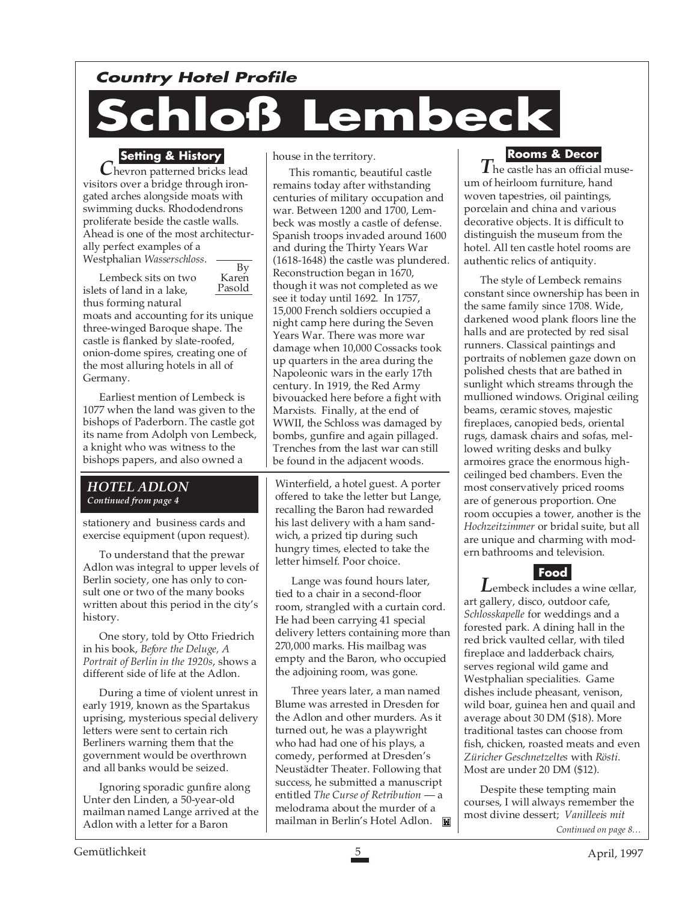*Country Hotel Profile*

# Schloß Lembeck

### Setting & History

Chevron patterned bricks lead visitors over a bridge through iron-gated arches alongside moats with swimming ducks. Rhododendrons proliferate beside the castle walls. Ahead is one of the most architecturally perfect examples of a Westphalian *Wasserschloss*.

By Karen Pasold

Lembeck sits on two islets of land in a lake, thus forming natural moats and accounting for its unique three-winged Baroque shape. The castle is flanked by slate-roofed, onion-dome spires, creating one of the most alluring hotels in all of Germany.

Earliest mention of Lembeck is 1077 when the land was given to the bishops of Paderborn. The castle got its name from Adolph von Lembeck, a knight who was witness to the bishops papers, and also owned a house in the territory.

This romantic, beautiful castle remains today after withstanding centuries of military occupation and war. Between 1200 and 1700, Lembeck was mostly a castle of defense. Spanish troops invaded around 1600 and during the Thirty Years War (1618-1648) the castle was plundered. Reconstruction began in 1670, though it was not completed as we see it today until 1692. In 1757, 15,000 French soldiers occupied a night camp here during the Seven Years War. There was more war damage when 10,000 Cossacks took up quarters in the area during the Napoleonic wars in the early 17th century. In 1919, the Red Army bivouacked here before a fight with Marxists. Finally, at the end of WWII, the Schloss was damaged by bombs, gunfire and again pillaged. Trenches from the last war can still be found in the adjacent woods.

### Rooms & Decor

The castle has an official museum of heirloom furniture, hand woven tapestries, oil paintings, porcelain and china and various decorative objects. It is difficult to distinguish the museum from the hotel. All ten castle hotel rooms are authentic relics of antiquity.

The style of Lembeck remains constant since ownership has been in the same family since 1708. Wide, darkened wood plank floors line the halls and are protected by red sisal runners. Classical paintings and portraits of noblemen gaze down on polished chests that are bathed in sunlight which streams through the mullioned windows. Original ceiling beams, ceramic stoves, majestic fireplaces, canopied beds, oriental rugs, damask chairs and sofas, mellowed writing desks and bulky armoires grace the enormous high-ceilinged bed chambers. Even the most conservatively priced rooms are of generous proportion. One room occupies a tower, another is the *Hochzeitzimmer* or bridal suite, but all are unique and charming with modern bathrooms and television.

### Food

Lembeck includes a wine cellar, art gallery, disco, outdoor cafe, *Schlosskapelle* for weddings and a forested park. A dining hall in the red brick vaulted cellar, with tiled fireplace and ladderback chairs, serves regional wild game and Westphalian specialities. Game dishes include pheasant, venison, wild boar, guinea hen and quail and average about 30 DM ($18). More traditional tastes can choose from fish, chicken, roasted meats and even *Züricher Geschnetzeltes* with *Rösti*. Most are under 20 DM ($12).

Despite these tempting main courses, I will always remember the most divine dessert; *Vanilleeis mit*

*Continued on page 8…*

---

## HOTEL ADLON

*Continued from page 4*

stationery and business cards and exercise equipment (upon request).

To understand that the prewar Adlon was integral to upper levels of Berlin society, one has only to consult one or two of the many books written about this period in the city's history.

One story, told by Otto Friedrich in his book, *Before the Deluge, A Portrait of Berlin in the 1920s*, shows a different side of life at the Adlon.

During a time of violent unrest in early 1919, known as the Spartakus uprising, mysterious special delivery letters were sent to certain rich Berliners warning them that the government would be overthrown and all banks would be seized.

Ignoring sporadic gunfire along Unter den Linden, a 50-year-old mailman named Lange arrived at the Adlon with a letter for a Baron Winterfield, a hotel guest. A porter offered to take the letter but Lange, recalling the Baron had rewarded his last delivery with a ham sandwich, a prized tip during such hungry times, elected to take the letter himself. Poor choice.

Lange was found hours later, tied to a chair in a second-floor room, strangled with a curtain cord. He had been carrying 41 special delivery letters containing more than 270,000 marks. His mailbag was empty and the Baron, who occupied the adjoining room, was gone.

Three years later, a man named Blume was arrested in Dresden for the Adlon and other murders. As it turned out, he was a playwright who had had one of his plays, a comedy, performed at Dresden's Neustädter Theater. Following that success, he submitted a manuscript entitled *The Curse of Retribution* — a melodrama about the murder of a mailman in Berlin's Hotel Adlon.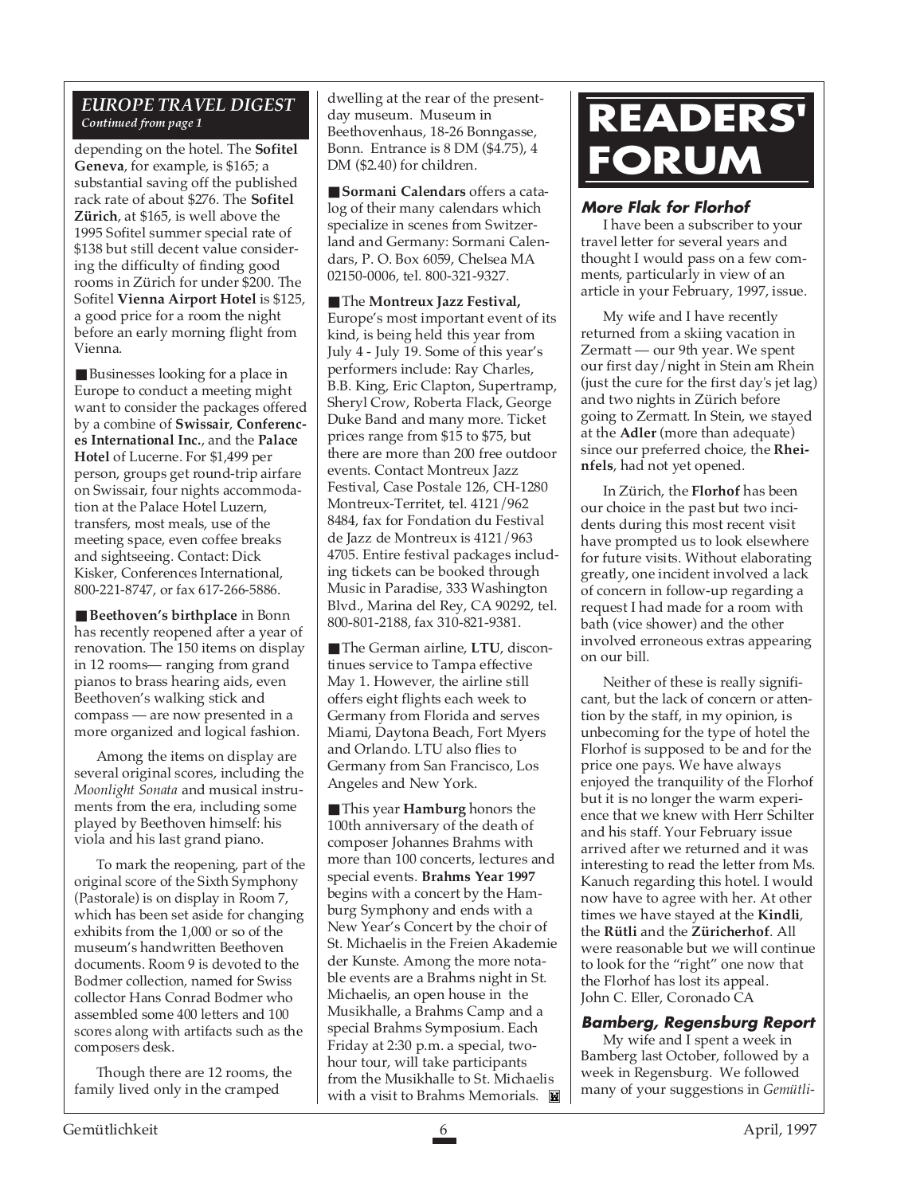*EUROPE TRAVEL DIGEST*
*Continued from page 1*

depending on the hotel. The **Sofitel Geneva**, for example, is $165; a substantial saving off the published rack rate of about $276. The **Sofitel Zürich**, at $165, is well above the 1995 Sofitel summer special rate of $138 but still decent value considering the difficulty of finding good rooms in Zürich for under $200. The Sofitel **Vienna Airport Hotel** is $125, a good price for a room the night before an early morning flight from Vienna.

■ Businesses looking for a place in Europe to conduct a meeting might want to consider the packages offered by a combine of **Swissair**, **Conferences International Inc.**, and the **Palace Hotel** of Lucerne. For $1,499 per person, groups get round-trip airfare on Swissair, four nights accommodation at the Palace Hotel Luzern, transfers, most meals, use of the meeting space, even coffee breaks and sightseeing. Contact: Dick Kisker, Conferences International, 800-221-8747, or fax 617-266-5886.

■ **Beethoven's birthplace** in Bonn has recently reopened after a year of renovation. The 150 items on display in 12 rooms— ranging from grand pianos to brass hearing aids, even Beethoven's walking stick and compass — are now presented in a more organized and logical fashion.

Among the items on display are several original scores, including the *Moonlight Sonata* and musical instruments from the era, including some played by Beethoven himself: his viola and his last grand piano.

To mark the reopening, part of the original score of the Sixth Symphony (Pastorale) is on display in Room 7, which has been set aside for changing exhibits from the 1,000 or so of the museum's handwritten Beethoven documents. Room 9 is devoted to the Bodmer collection, named for Swiss collector Hans Conrad Bodmer who assembled some 400 letters and 100 scores along with artifacts such as the composers desk.

Though there are 12 rooms, the family lived only in the cramped dwelling at the rear of the present-day museum. Museum in Beethovenhaus, 18-26 Bonngasse, Bonn. Entrance is 8 DM ($4.75), 4 DM ($2.40) for children.

■ **Sormani Calendars** offers a catalog of their many calendars which specialize in scenes from Switzerland and Germany: Sormani Calendars, P. O. Box 6059, Chelsea MA 02150-0006, tel. 800-321-9327.

■ The **Montreux Jazz Festival,** Europe's most important event of its kind, is being held this year from July 4 - July 19. Some of this year's performers include: Ray Charles, B.B. King, Eric Clapton, Supertramp, Sheryl Crow, Roberta Flack, George Duke Band and many more. Ticket prices range from $15 to $75, but there are more than 200 free outdoor events. Contact Montreux Jazz Festival, Case Postale 126, CH-1280 Montreux-Territet, tel. 4121/962 8484, fax for Fondation du Festival de Jazz de Montreux is 4121/963 4705. Entire festival packages including tickets can be booked through Music in Paradise, 333 Washington Blvd., Marina del Rey, CA 90292, tel. 800-801-2188, fax 310-821-9381.

■ The German airline, **LTU**, discontinues service to Tampa effective May 1. However, the airline still offers eight flights each week to Germany from Florida and serves Miami, Daytona Beach, Fort Myers and Orlando. LTU also flies to Germany from San Francisco, Los Angeles and New York.

■ This year **Hamburg** honors the 100th anniversary of the death of composer Johannes Brahms with more than 100 concerts, lectures and special events. **Brahms Year 1997** begins with a concert by the Hamburg Symphony and ends with a New Year's Concert by the choir of St. Michaelis in the Freien Akademie der Kunste. Among the more notable events are a Brahms night in St. Michaelis, an open house in the Musikhalle, a Brahms Camp and a special Brahms Symposium. Each Friday at 2:30 p.m. a special, two-hour tour, will take participants from the Musikhalle to St. Michaelis with a visit to Brahms Memorials.

# READERS' FORUM

### More Flak for Florhof

I have been a subscriber to your travel letter for several years and thought I would pass on a few comments, particularly in view of an article in your February, 1997, issue.

My wife and I have recently returned from a skiing vacation in Zermatt — our 9th year. We spent our first day/night in Stein am Rhein (just the cure for the first day's jet lag) and two nights in Zürich before going to Zermatt. In Stein, we stayed at the **Adler** (more than adequate) since our preferred choice, the **Rheinfels**, had not yet opened.

In Zürich, the **Florhof** has been our choice in the past but two incidents during this most recent visit have prompted us to look elsewhere for future visits. Without elaborating greatly, one incident involved a lack of concern in follow-up regarding a request I had made for a room with bath (vice shower) and the other involved erroneous extras appearing on our bill.

Neither of these is really significant, but the lack of concern or attention by the staff, in my opinion, is unbecoming for the type of hotel the Florhof is supposed to be and for the price one pays. We have always enjoyed the tranquility of the Florhof but it is no longer the warm experience that we knew with Herr Schilter and his staff. Your February issue arrived after we returned and it was interesting to read the letter from Ms. Kanuch regarding this hotel. I would now have to agree with her. At other times we have stayed at the **Kindli**, the **Rütli** and the **Zürichhof**. All were reasonable but we will continue to look for the "right" one now that the Florhof has lost its appeal.
John C. Eller, Coronado CA

### Bamberg, Regensburg Report

My wife and I spent a week in Bamberg last October, followed by a week in Regensburg. We followed many of your suggestions in *Gemütli-*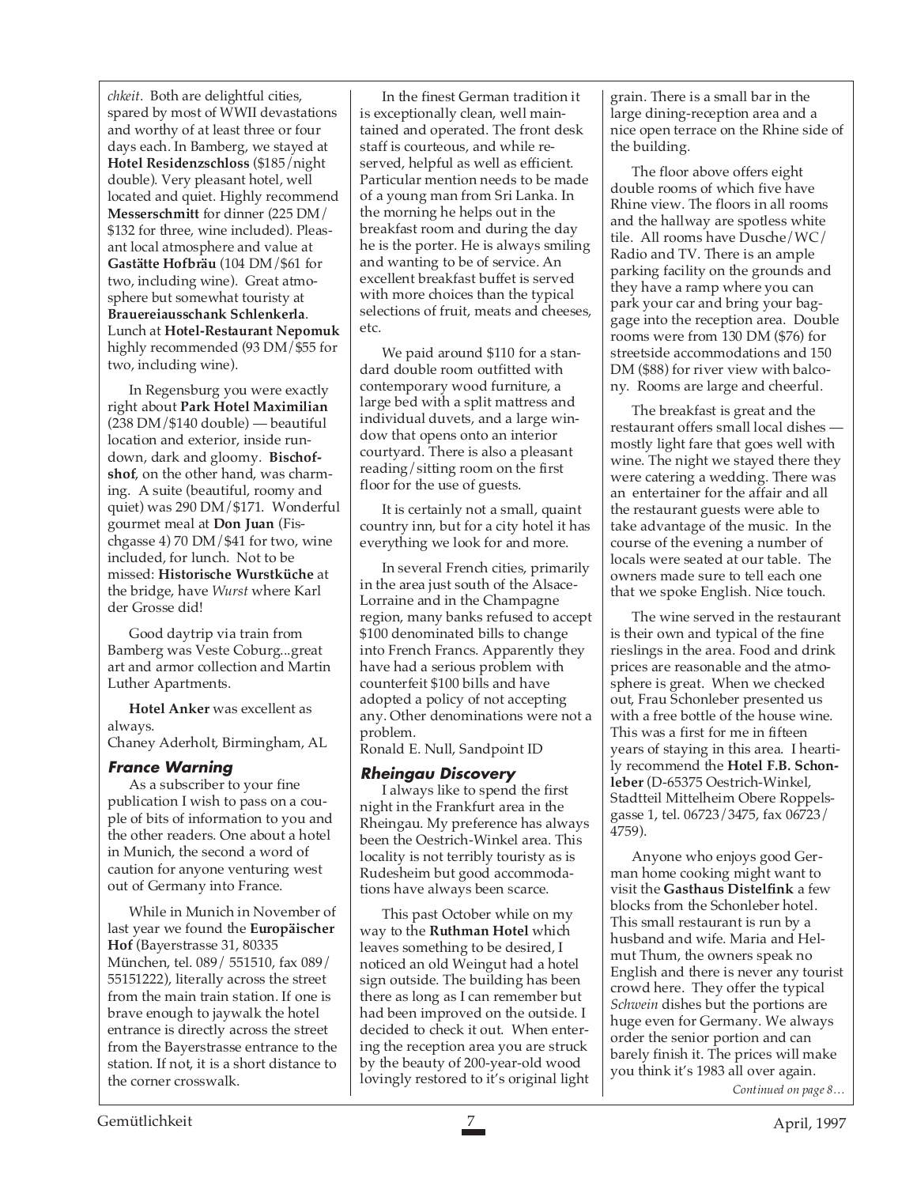*chkeit*. Both are delightful cities, spared by most of WWII devastations and worthy of at least three or four days each. In Bamberg, we stayed at **Hotel Residenzschloss** ($185/night double). Very pleasant hotel, well located and quiet. Highly recommend **Messerschmitt** for dinner (225 DM/ $132 for three, wine included). Pleasant local atmosphere and value at **Gastätte Hofbräu** (104 DM/$61 for two, including wine). Great atmosphere but somewhat touristy at **Brauereiausschank Schlenkerla**. Lunch at **Hotel-Restaurant Nepomuk** highly recommended (93 DM/$55 for two, including wine).

In Regensburg you were exactly right about **Park Hotel Maximilian** (238 DM/$140 double) — beautiful location and exterior, inside rundown, dark and gloomy. **Bischofshof**, on the other hand, was charming. A suite (beautiful, roomy and quiet) was 290 DM/$171. Wonderful gourmet meal at **Don Juan** (Fischgasse 4) 70 DM/$41 for two, wine included, for lunch. Not to be missed: **Historische Wurstküche** at the bridge, have *Wurst* where Karl der Grosse did!

Good daytrip via train from Bamberg was Veste Coburg...great art and armor collection and Martin Luther Apartments.

**Hotel Anker** was excellent as always.
Chaney Aderholt, Birmingham, AL

### France Warning

As a subscriber to your fine publication I wish to pass on a couple of bits of information to you and the other readers. One about a hotel in Munich, the second a word of caution for anyone venturing west out of Germany into France.

While in Munich in November of last year we found the **Europäischer Hof** (Bayerstrasse 31, 80335 München, tel. 089/ 551510, fax 089/ 55151222), literally across the street from the main train station. If one is brave enough to jaywalk the hotel entrance is directly across the street from the Bayerstrasse entrance to the station. If not, it is a short distance to the corner crosswalk.

In the finest German tradition it is exceptionally clean, well maintained and operated. The front desk staff is courteous, and while reserved, helpful as well as efficient. Particular mention needs to be made of a young man from Sri Lanka. In the morning he helps out in the breakfast room and during the day he is the porter. He is always smiling and wanting to be of service. An excellent breakfast buffet is served with more choices than the typical selections of fruit, meats and cheeses, etc.

We paid around $110 for a standard double room outfitted with contemporary wood furniture, a large bed with a split mattress and individual duvets, and a large window that opens onto an interior courtyard. There is also a pleasant reading/sitting room on the first floor for the use of guests.

It is certainly not a small, quaint country inn, but for a city hotel it has everything we look for and more.

In several French cities, primarily in the area just south of the Alsace-Lorraine and in the Champagne region, many banks refused to accept $100 denominated bills to change into French Francs. Apparently they have had a serious problem with counterfeit $100 bills and have adopted a policy of not accepting any. Other denominations were not a problem.
Ronald E. Null, Sandpoint ID

### Rheingau Discovery

I always like to spend the first night in the Frankfurt area in the Rheingau. My preference has always been the Oestrich-Winkel area. This locality is not terribly touristy as is Rudesheim but good accommodations have always been scarce.

This past October while on my way to the **Ruthman Hotel** which leaves something to be desired, I noticed an old Weingut had a hotel sign outside. The building has been there as long as I can remember but had been improved on the outside. I decided to check it out. When entering the reception area you are struck by the beauty of 200-year-old wood lovingly restored to it's original light grain. There is a small bar in the large dining-reception area and a nice open terrace on the Rhine side of the building.

The floor above offers eight double rooms of which five have Rhine view. The floors in all rooms and the hallway are spotless white tile. All rooms have Dusche/WC/ Radio and TV. There is an ample parking facility on the grounds and they have a ramp where you can park your car and bring your baggage into the reception area. Double rooms were from 130 DM ($76) for streetside accommodations and 150 DM ($88) for river view with balcony. Rooms are large and cheerful.

The breakfast is great and the restaurant offers small local dishes — mostly light fare that goes well with wine. The night we stayed there they were catering a wedding. There was an entertainer for the affair and all the restaurant guests were able to take advantage of the music. In the course of the evening a number of locals were seated at our table. The owners made sure to tell each one that we spoke English. Nice touch.

The wine served in the restaurant is their own and typical of the fine rieslings in the area. Food and drink prices are reasonable and the atmosphere is great. When we checked out, Frau Schonleber presented us with a free bottle of the house wine. This was a first for me in fifteen years of staying in this area. I heartily recommend the **Hotel F.B. Schonleber** (D-65375 Oestrich-Winkel, Stadtteil Mittelheim Obere Roppelsgasse 1, tel. 06723/3475, fax 06723/ 4759).

Anyone who enjoys good German home cooking might want to visit the **Gasthaus Distelfink** a few blocks from the Schonleber hotel. This small restaurant is run by a husband and wife. Maria and Helmut Thum, the owners speak no English and there is never any tourist crowd here. They offer the typical *Schwein* dishes but the portions are huge even for Germany. We always order the senior portion and can barely finish it. The prices will make you think it's 1983 all over again.

*Continued on page 8…*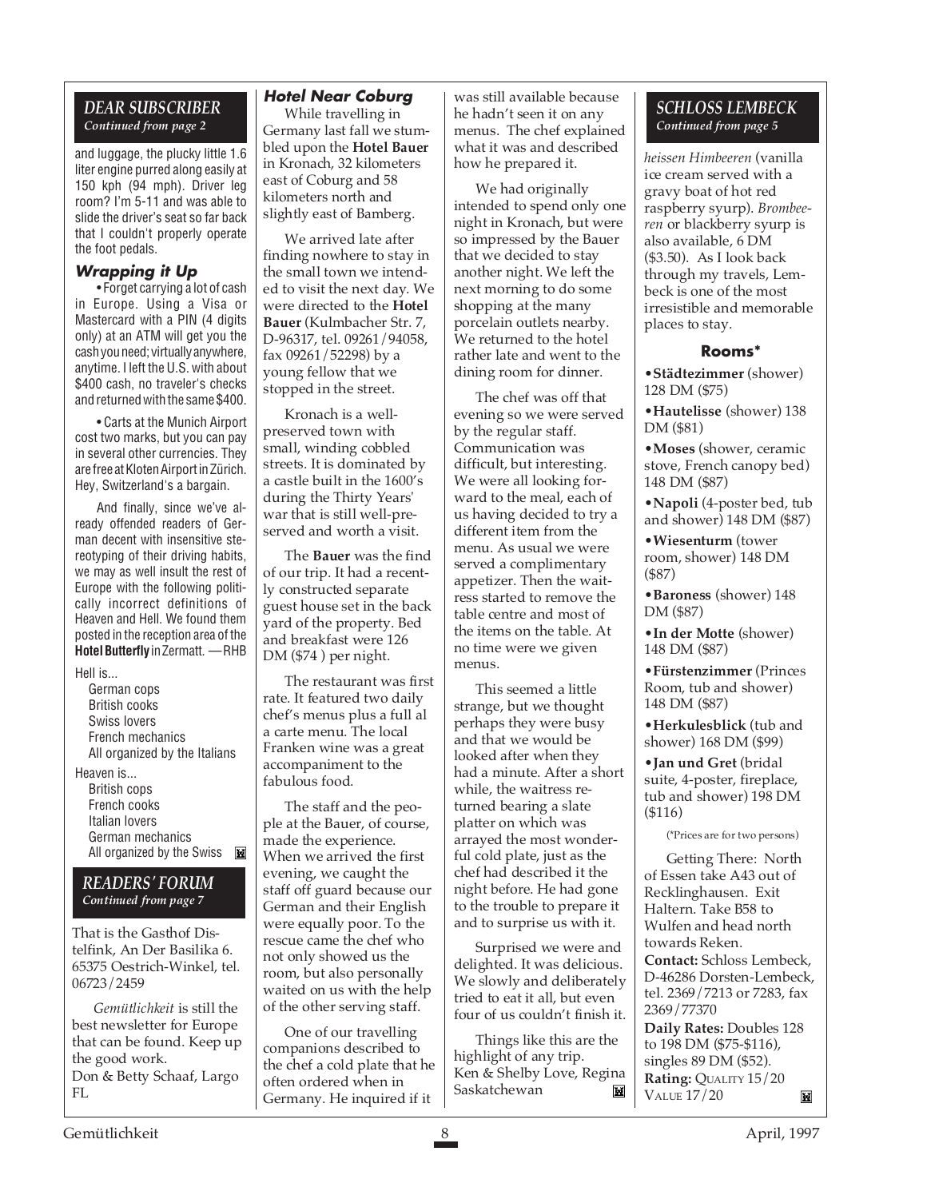## DEAR SUBSCRIBER
*Continued from page 2*

and luggage, the plucky little 1.6 liter engine purred along easily at 150 kph (94 mph). Driver leg room? I'm 5-11 and was able to slide the driver's seat so far back that I couldn't properly operate the foot pedals.

### Wrapping it Up

• Forget carrying a lot of cash in Europe. Using a Visa or Mastercard with a PIN (4 digits only) at an ATM will get you the cash you need; virtually anywhere, anytime. I left the U.S. with about $400 cash, no traveler's checks and returned with the same $400.

• Carts at the Munich Airport cost two marks, but you can pay in several other currencies. They are free at Kloten Airport in Zürich. Hey, Switzerland's a bargain.

And finally, since we've already offended readers of German decent with insensitive stereotyping of their driving habits, we may as well insult the rest of Europe with the following politically incorrect definitions of Heaven and Hell. We found them posted in the reception area of the **Hotel Butterfly** in Zermatt. —RHB

Hell is...
German cops
British cooks
Swiss lovers
French mechanics
All organized by the Italians

Heaven is...
British cops
French cooks
Italian lovers
German mechanics
All organized by the Swiss

## READERS' FORUM
*Continued from page 7*

That is the Gasthof Distelfink, An Der Basilika 6. 65375 Oestrich-Winkel, tel. 06723/2459

*Gemütlichkeit* is still the best newsletter for Europe that can be found. Keep up the good work.
Don & Betty Schaaf, Largo FL

### Hotel Near Coburg

While travelling in Germany last fall we stumbled upon the **Hotel Bauer** in Kronach, 32 kilometers east of Coburg and 58 kilometers north and slightly east of Bamberg.

We arrived late after finding nowhere to stay in the small town we intended to visit the next day. We were directed to the **Hotel Bauer** (Kulmbacher Str. 7, D-96317, tel. 09261/94058, fax 09261/52298) by a young fellow that we stopped in the street.

Kronach is a well-preserved town with small, winding cobbled streets. It is dominated by a castle built in the 1600's during the Thirty Years' war that is still well-preserved and worth a visit.

The **Bauer** was the find of our trip. It had a recently constructed separate guest house set in the back yard of the property. Bed and breakfast were 126 DM ($74 ) per night.

The restaurant was first rate. It featured two daily chef's menus plus a full al a carte menu. The local Franken wine was a great accompaniment to the fabulous food.

The staff and the people at the Bauer, of course, made the experience. When we arrived the first evening, we caught the staff off guard because our German and their English were equally poor. To the rescue came the chef who not only showed us the room, but also personally waited on us with the help of the other serving staff.

One of our travelling companions described to the chef a cold plate that he often ordered when in Germany. He inquired if it was still available because he hadn't seen it on any menus. The chef explained what it was and described how he prepared it.

We had originally intended to spend only one night in Kronach, but were so impressed by the Bauer that we decided to stay another night. We left the next morning to do some shopping at the many porcelain outlets nearby. We returned to the hotel rather late and went to the dining room for dinner.

The chef was off that evening so we were served by the regular staff. Communication was difficult, but interesting. We were all looking forward to the meal, each of us having decided to try a different item from the menu. As usual we were served a complimentary appetizer. Then the waitress started to remove the table centre and most of the items on the table. At no time were we given menus.

This seemed a little strange, but we thought perhaps they were busy and that we would be looked after when they had a minute. After a short while, the waitress returned bearing a slate platter on which was arrayed the most wonderful cold plate, just as the chef had described it the night before. He had gone to the trouble to prepare it and to surprise us with it.

Surprised we were and delighted. It was delicious. We slowly and deliberately tried to eat it all, but even four of us couldn't finish it.

Things like this are the highlight of any trip.
Ken & Shelby Love, Regina Saskatchewan

## SCHLOSS LEMBECK
*Continued from page 5*

*heissen Himbeeren* (vanilla ice cream served with a gravy boat of hot red raspberry syurp). *Brombeeren* or blackberry syurp is also available, 6 DM ($3.50). As I look back through my travels, Lembeck is one of the most irresistible and memorable places to stay.

### Rooms*

• **Städtezimmer** (shower) 128 DM ($75)

• **Hautelisse** (shower) 138 DM ($81)

• **Moses** (shower, ceramic stove, French canopy bed) 148 DM ($87)

• **Napoli** (4-poster bed, tub and shower) 148 DM ($87)

• **Wiesenturm** (tower room, shower) 148 DM ($87)

• **Baroness** (shower) 148 DM ($87)

• **In der Motte** (shower) 148 DM ($87)

• **Fürstenzimmer** (Princes Room, tub and shower) 148 DM ($87)

• **Herkulesblick** (tub and shower) 168 DM ($99)

• **Jan und Gret** (bridal suite, 4-poster, fireplace, tub and shower) 198 DM ($116)

(*Prices are for two persons)

Getting There: North of Essen take A43 out of Recklinghausen. Exit Haltern. Take B58 to Wulfen and head north towards Reken.

**Contact:** Schloss Lembeck, D-46286 Dorsten-Lembeck, tel. 2369/7213 or 7283, fax 2369/77370

**Daily Rates:** Doubles 128 to 198 DM ($75-$116), singles 89 DM ($52).

**Rating:** Quality 15/20 Value 17/20